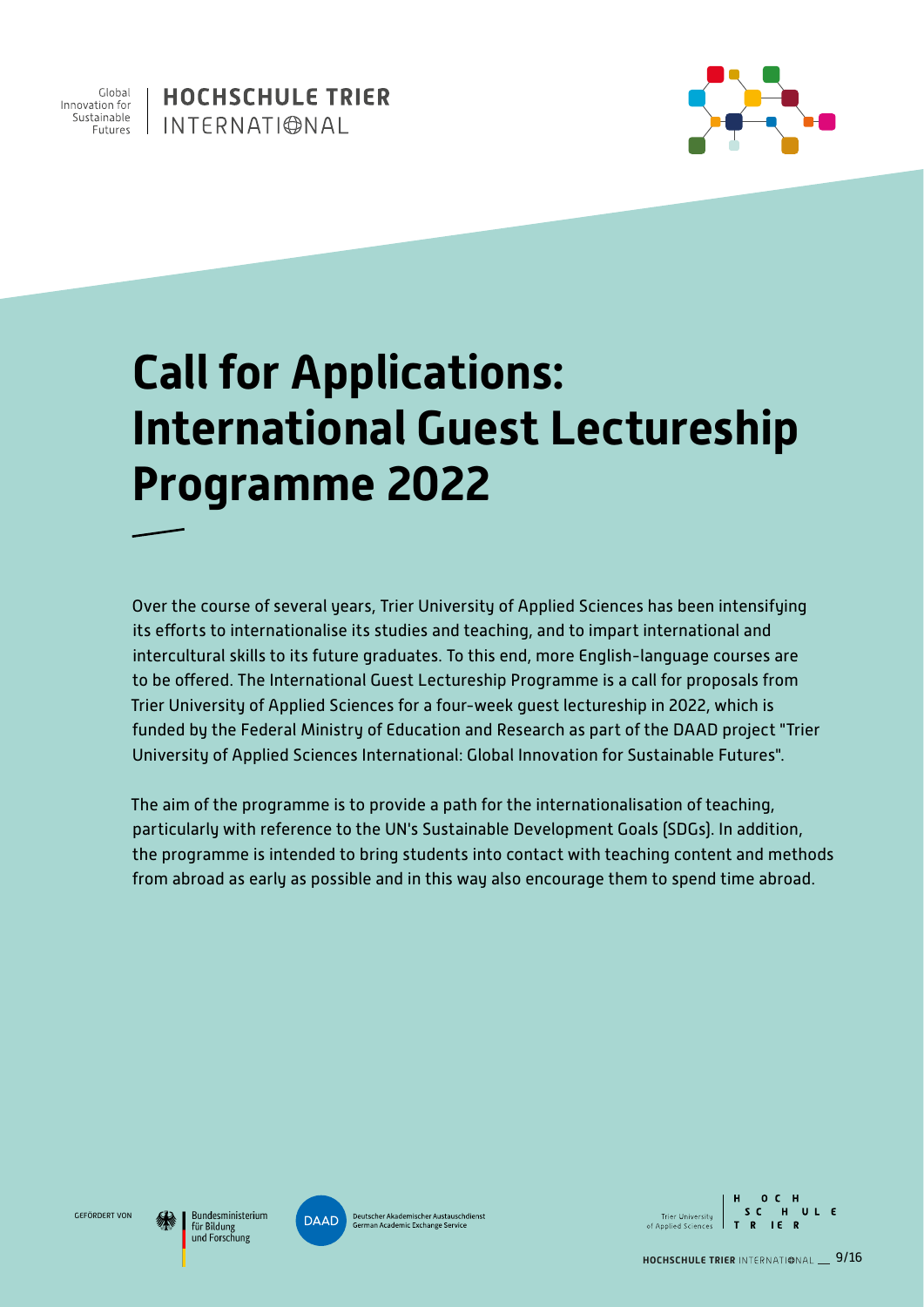Global Innovation for Sustainable Futures

**HOCHSCHULE TRIER** INTERNATIONAL

# Call for Applications: International Guest Lectureship Programme 2022

Over the course of several years, Trier University of Applied Sciences has been intensifying its efforts to internationalise its studies and teaching, and to impart international and intercultural skills to its future graduates. To this end, more English-language courses are to be offered. The International Guest Lectureship Programme is a call for proposals from Trier University of Applied Sciences for a four-week guest lectureship in 2022, which is funded by the Federal Ministry of Education and Research as part of the DAAD project "Trier University of Applied Sciences International: Global Innovation for Sustainable Futures".

The aim of the programme is to provide a path for the internationalisation of teaching, particularly with reference to the UN's Sustainable Development Goals (SDGs). In addition, the programme is intended to bring students into contact with teaching content and methods from abroad as early as possible and in this way also encourage them to spend time abroad.

GEFÖRDERT VON

Bundesministerium für Bildung und Forschung

DAAD Deutscher Akademischer Austauschdienst German Academic Exchange Service

Trier University of Applied Sciences HOCHSCHULE TRIER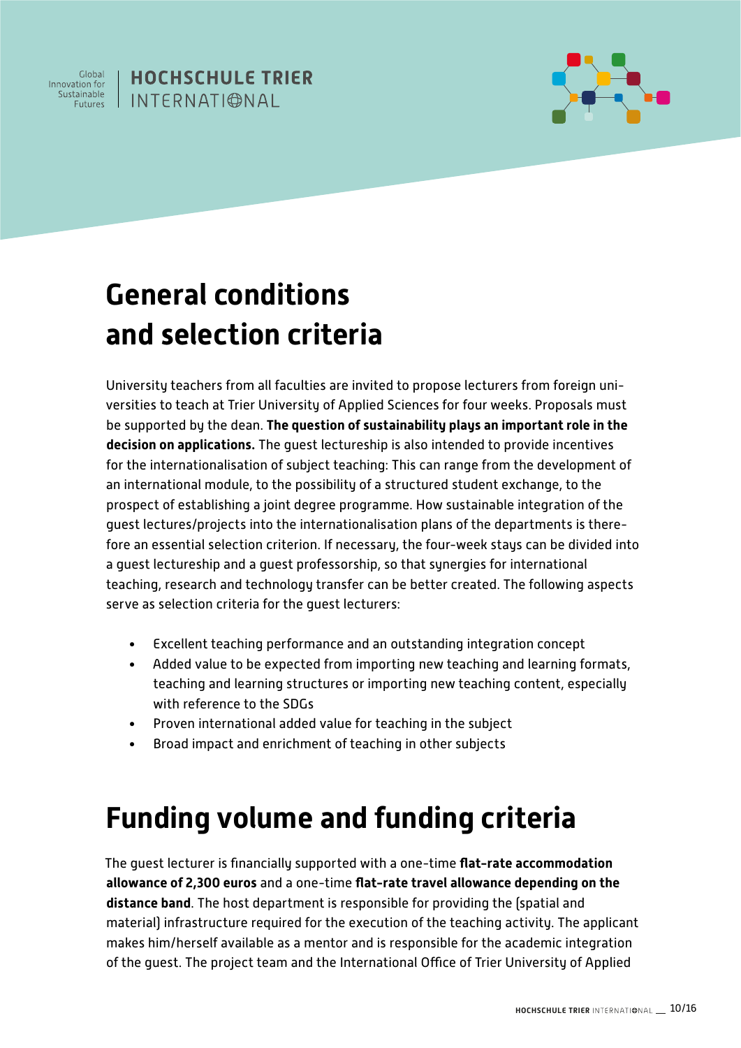# General conditions and selection criteria

University teachers from all faculties are invited to propose lecturers from foreign universities to teach at Trier University of Applied Sciences for four weeks. Proposals must be supported by the dean. **The question of sustainability plays an important role in the decision on applications.** The guest lectureship is also intended to provide incentives for the internationalisation of subject teaching: This can range from the development of an international module, to the possibility of a structured student exchange, to the prospect of establishing a joint degree programme. How sustainable integration of the guest lectures/projects into the internationalisation plans of the departments is therefore an essential selection criterion. If necessary, the four-week stays can be divided into a guest lectureship and a guest professorship, so that synergies for international teaching, research and technology transfer can be better created. The following aspects serve as selection criteria for the guest lecturers:

- Excellent teaching performance and an outstanding integration concept
- Added value to be expected from importing new teaching and learning formats, teaching and learning structures or importing new teaching content, especially with reference to the SDGs
- Proven international added value for teaching in the subject
- Broad impact and enrichment of teaching in other subjects

# Funding volume and funding criteria

The guest lecturer is financially supported with a one-time **flat-rate accommodation allowance of 2,300 euros** and a one-time **flat-rate travel allowance depending on the distance band**. The host department is responsible for providing the (spatial and material) infrastructure required for the execution of the teaching activity. The applicant makes him/herself available as a mentor and is responsible for the academic integration of the guest. The project team and the International Office of Trier University of Applied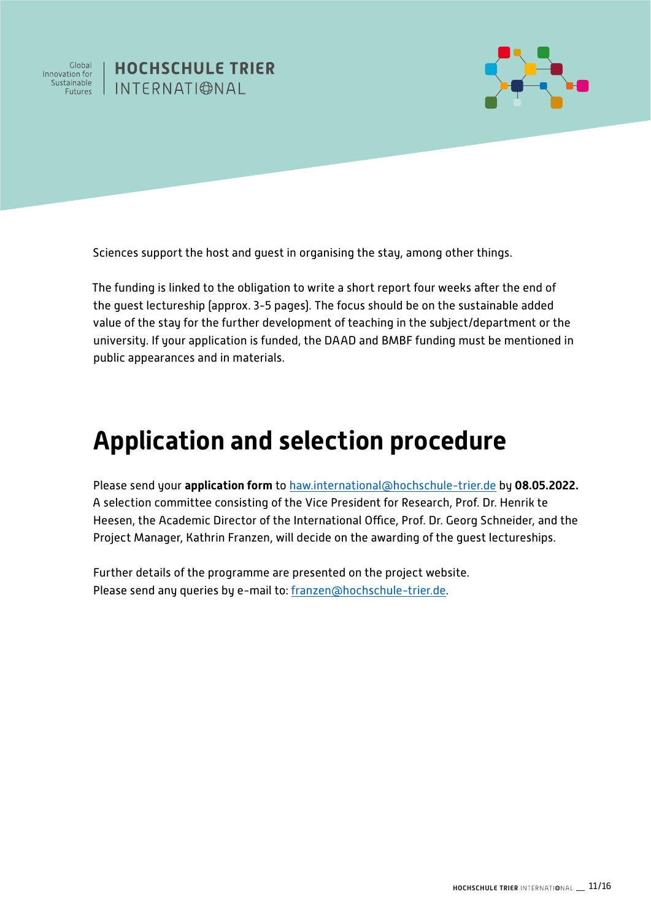Sciences support the host and guest in organising the stay, among other things.

The funding is linked to the obligation to write a short report four weeks after the end of the guest lectureship (approx. 3-5 pages). The focus should be on the sustainable added value of the stay for the further development of teaching in the subject/department or the university. If your application is funded, the DAAD and BMBF funding must be mentioned in public appearances and in materials.

# Application and selection procedure

Please send your **application form** to haw.international@hochschule-trier.de by **08.05.2022.** A selection committee consisting of the Vice President for Research, Prof. Dr. Henrik te Heesen, the Academic Director of the International Office, Prof. Dr. Georg Schneider, and the Project Manager, Kathrin Franzen, will decide on the awarding of the guest lectureships.

Further details of the programme are presented on the project website.
Please send any queries by e-mail to: franzen@hochschule-trier.de.